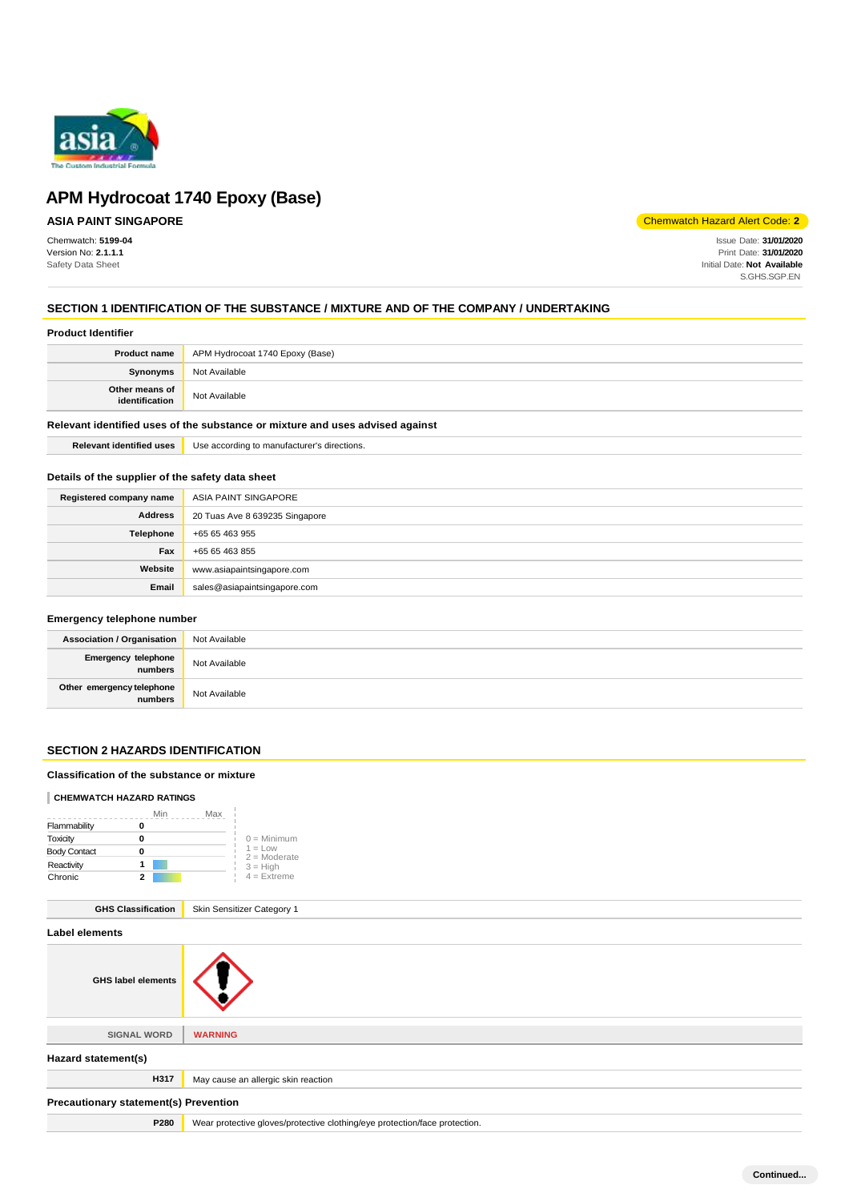# APM Hydrocoat 1740 Epoxy (Base)

**ASIA PAINT SINGAPORE**

Chemwatch Hazard Alert Code: **2**

Chemwatch: **5199-04**
Version No: **2.1.1.1**
Safety Data Sheet

Issue Date: **31/01/2020**
Print Date: **31/01/2020**
Initial Date: **Not Available**
S.GHS.SGP.EN

## SECTION 1 IDENTIFICATION OF THE SUBSTANCE / MIXTURE AND OF THE COMPANY / UNDERTAKING

### Product Identifier

| | |
|---|---|
| **Product name** | APM Hydrocoat 1740 Epoxy (Base) |
| **Synonyms** | Not Available |
| **Other means of identification** | Not Available |

### Relevant identified uses of the substance or mixture and uses advised against

| | |
|---|---|
| **Relevant identified uses** | Use according to manufacturer's directions. |

### Details of the supplier of the safety data sheet

| | |
|---|---|
| **Registered company name** | ASIA PAINT SINGAPORE |
| **Address** | 20 Tuas Ave 8 639235 Singapore |
| **Telephone** | +65 65 463 955 |
| **Fax** | +65 65 463 855 |
| **Website** | www.asiapaintsingapore.com |
| **Email** | sales@asiapaintsingapore.com |

### Emergency telephone number

| | |
|---|---|
| **Association / Organisation** | Not Available |
| **Emergency telephone numbers** | Not Available |
| **Other emergency telephone numbers** | Not Available |

## SECTION 2 HAZARDS IDENTIFICATION

### Classification of the substance or mixture

**CHEMWATCH HAZARD RATINGS**

| | Rating |
|---|---|
| Flammability | 0 |
| Toxicity | 0 |
| Body Contact | 0 |
| Reactivity | 1 |
| Chronic | 2 |

0 = Minimum
1 = Low
2 = Moderate
3 = High
4 = Extreme

| | |
|---|---|
| **GHS Classification** | Skin Sensitizer Category 1 |

### Label elements

| | |
|---|---|
| **GHS label elements** | |
| **SIGNAL WORD** | **WARNING** |

### Hazard statement(s)

| | |
|---|---|
| **H317** | May cause an allergic skin reaction |

### Precautionary statement(s) Prevention

| | |
|---|---|
| **P280** | Wear protective gloves/protective clothing/eye protection/face protection. |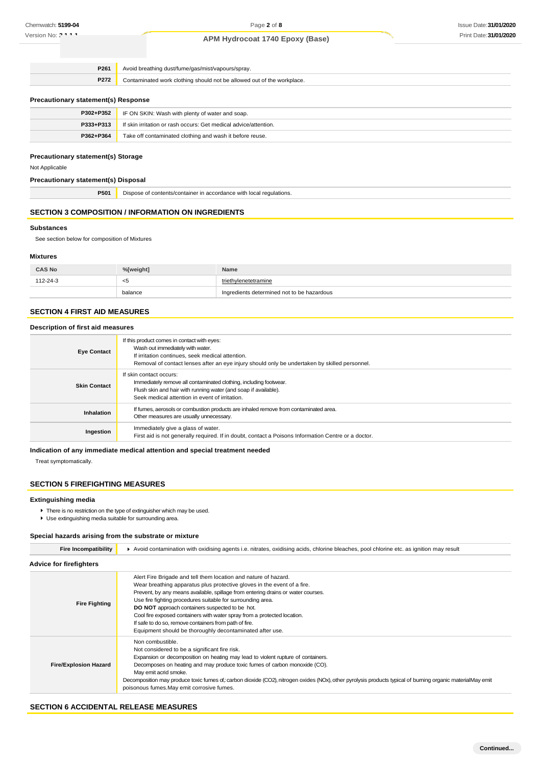| | |
|---|---|
| **P261** | Avoid breathing dust/fume/gas/mist/vapours/spray. |
| **P272** | Contaminated work clothing should not be allowed out of the workplace. |

### Precautionary statement(s) Response

| | |
|---|---|
| **P302+P352** | IF ON SKIN: Wash with plenty of water and soap. |
| **P333+P313** | If skin irritation or rash occurs: Get medical advice/attention. |
| **P362+P364** | Take off contaminated clothing and wash it before reuse. |

### Precautionary statement(s) Storage

Not Applicable

### Precautionary statement(s) Disposal

| | |
|---|---|
| **P501** | Dispose of contents/container in accordance with local regulations. |

## SECTION 3 COMPOSITION / INFORMATION ON INGREDIENTS

### Substances

See section below for composition of Mixtures

### Mixtures

| CAS No | %[weight] | Name |
|---|---|---|
| 112-24-3 | <5 | triethylenetetramine |
| | balance | Ingredients determined not to be hazardous |

## SECTION 4 FIRST AID MEASURES

### Description of first aid measures

| | |
|---|---|
| **Eye Contact** | If this product comes in contact with eyes:<br>Wash out immediately with water.<br>If irritation continues, seek medical attention.<br>Removal of contact lenses after an eye injury should only be undertaken by skilled personnel. |
| **Skin Contact** | If skin contact occurs:<br>Immediately remove all contaminated clothing, including footwear.<br>Flush skin and hair with running water (and soap if available).<br>Seek medical attention in event of irritation. |
| **Inhalation** | If fumes, aerosols or combustion products are inhaled remove from contaminated area.<br>Other measures are usually unnecessary. |
| **Ingestion** | Immediately give a glass of water.<br>First aid is not generally required. If in doubt, contact a Poisons Information Centre or a doctor. |

### Indication of any immediate medical attention and special treatment needed

Treat symptomatically.

## SECTION 5 FIREFIGHTING MEASURES

### Extinguishing media

- There is no restriction on the type of extinguisher which may be used.
- Use extinguishing media suitable for surrounding area.

### Special hazards arising from the substrate or mixture

| | |
|---|---|
| **Fire Incompatibility** | Avoid contamination with oxidising agents i.e. nitrates, oxidising acids, chlorine bleaches, pool chlorine etc. as ignition may result |

### Advice for firefighters

| | |
|---|---|
| **Fire Fighting** | Alert Fire Brigade and tell them location and nature of hazard.<br>Wear breathing apparatus plus protective gloves in the event of a fire.<br>Prevent, by any means available, spillage from entering drains or water courses.<br>Use fire fighting procedures suitable for surrounding area.<br>**DO NOT** approach containers suspected to be hot.<br>Cool fire exposed containers with water spray from a protected location.<br>If safe to do so, remove containers from path of fire.<br>Equipment should be thoroughly decontaminated after use. |
| **Fire/Explosion Hazard** | Non combustible.<br>Not considered to be a significant fire risk.<br>Expansion or decomposition on heating may lead to violent rupture of containers.<br>Decomposes on heating and may produce toxic fumes of carbon monoxide (CO).<br>May emit acrid smoke.<br>Decomposition may produce toxic fumes of;: carbon dioxide ($CO_2$), nitrogen oxides ($NO_x$), other pyrolysis products typical of burning organic materialMay emit poisonous fumes.May emit corrosive fumes. |

## SECTION 6 ACCIDENTAL RELEASE MEASURES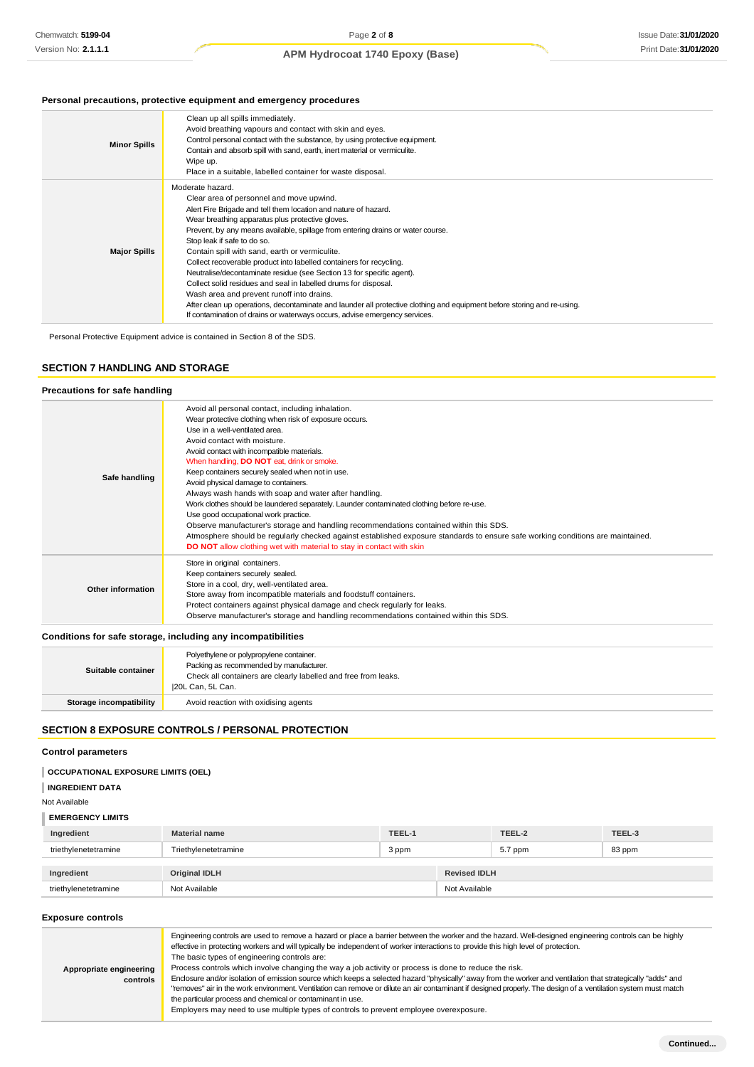### Personal precautions, protective equipment and emergency procedures

| | |
|---|---|
| **Minor Spills** | Clean up all spills immediately.<br>Avoid breathing vapours and contact with skin and eyes.<br>Control personal contact with the substance, by using protective equipment.<br>Contain and absorb spill with sand, earth, inert material or vermiculite.<br>Wipe up.<br>Place in a suitable, labelled container for waste disposal. |
| **Major Spills** | Moderate hazard.<br>Clear area of personnel and move upwind.<br>Alert Fire Brigade and tell them location and nature of hazard.<br>Wear breathing apparatus plus protective gloves.<br>Prevent, by any means available, spillage from entering drains or water course.<br>Stop leak if safe to do so.<br>Contain spill with sand, earth or vermiculite.<br>Collect recoverable product into labelled containers for recycling.<br>Neutralise/decontaminate residue (see Section 13 for specific agent).<br>Collect solid residues and seal in labelled drums for disposal.<br>Wash area and prevent runoff into drains.<br>After clean up operations, decontaminate and launder all protective clothing and equipment before storing and re-using.<br>If contamination of drains or waterways occurs, advise emergency services. |

Personal Protective Equipment advice is contained in Section 8 of the SDS.

## SECTION 7 HANDLING AND STORAGE

### Precautions for safe handling

| | |
|---|---|
| **Safe handling** | Avoid all personal contact, including inhalation.<br>Wear protective clothing when risk of exposure occurs.<br>Use in a well-ventilated area.<br>Avoid contact with moisture.<br>Avoid contact with incompatible materials.<br>When handling, **DO NOT** eat, drink or smoke.<br>Keep containers securely sealed when not in use.<br>Avoid physical damage to containers.<br>Always wash hands with soap and water after handling.<br>Work clothes should be laundered separately. Launder contaminated clothing before re-use.<br>Use good occupational work practice.<br>Observe manufacturer's storage and handling recommendations contained within this SDS.<br>Atmosphere should be regularly checked against established exposure standards to ensure safe working conditions are maintained.<br>**DO NOT** allow clothing wet with material to stay in contact with skin |
| **Other information** | Store in original containers.<br>Keep containers securely sealed.<br>Store in a cool, dry, well-ventilated area.<br>Store away from incompatible materials and foodstuff containers.<br>Protect containers against physical damage and check regularly for leaks.<br>Observe manufacturer's storage and handling recommendations contained within this SDS. |

### Conditions for safe storage, including any incompatibilities

| | |
|---|---|
| **Suitable container** | Polyethylene or polypropylene container.<br>Packing as recommended by manufacturer.<br>Check all containers are clearly labelled and free from leaks.<br>\|20L Can, 5L Can. |
| **Storage incompatibility** | Avoid reaction with oxidising agents |

## SECTION 8 EXPOSURE CONTROLS / PERSONAL PROTECTION

### Control parameters

**OCCUPATIONAL EXPOSURE LIMITS (OEL)**

**INGREDIENT DATA**

Not Available

**EMERGENCY LIMITS**

| Ingredient | Material name | TEEL-1 | TEEL-2 | TEEL-3 |
|---|---|---|---|---|
| triethylenetetramine | Triethylenetetramine | 3 ppm | 5.7 ppm | 83 ppm |

| Ingredient | Original IDLH | Revised IDLH |
|---|---|---|
| triethylenetetramine | Not Available | Not Available |

### Exposure controls

| | |
|---|---|
| **Appropriate engineering controls** | Engineering controls are used to remove a hazard or place a barrier between the worker and the hazard. Well-designed engineering controls can be highly effective in protecting workers and will typically be independent of worker interactions to provide this high level of protection.<br>The basic types of engineering controls are:<br>Process controls which involve changing the way a job activity or process is done to reduce the risk.<br>Enclosure and/or isolation of emission source which keeps a selected hazard "physically" away from the worker and ventilation that strategically "adds" and "removes" air in the work environment. Ventilation can remove or dilute an air contaminant if designed properly. The design of a ventilation system must match the particular process and chemical or contaminant in use.<br>Employers may need to use multiple types of controls to prevent employee overexposure. |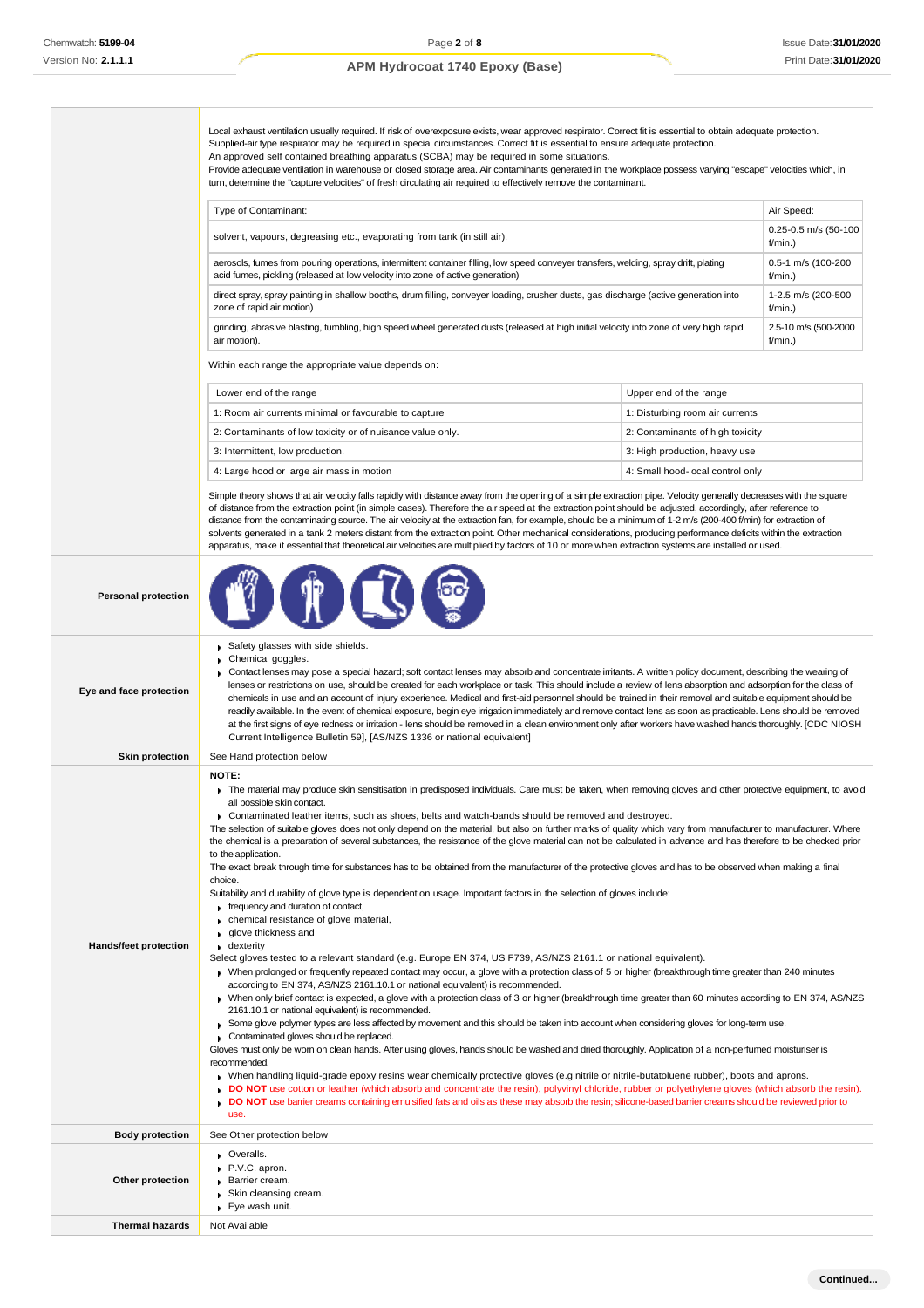Local exhaust ventilation usually required. If risk of overexposure exists, wear approved respirator. Correct fit is essential to obtain adequate protection.
Supplied-air type respirator may be required in special circumstances. Correct fit is essential to ensure adequate protection.
An approved self contained breathing apparatus (SCBA) may be required in some situations.
Provide adequate ventilation in warehouse or closed storage area. Air contaminants generated in the workplace possess varying "escape" velocities which, in turn, determine the "capture velocities" of fresh circulating air required to effectively remove the contaminant.

| Type of Contaminant: | Air Speed: |
|---|---|
| solvent, vapours, degreasing etc., evaporating from tank (in still air). | 0.25-0.5 m/s (50-100 f/min.) |
| aerosols, fumes from pouring operations, intermittent container filling, low speed conveyer transfers, welding, spray drift, plating acid fumes, pickling (released at low velocity into zone of active generation) | 0.5-1 m/s (100-200 f/min.) |
| direct spray, spray painting in shallow booths, drum filling, conveyer loading, crusher dusts, gas discharge (active generation into zone of rapid air motion) | 1-2.5 m/s (200-500 f/min.) |
| grinding, abrasive blasting, tumbling, high speed wheel generated dusts (released at high initial velocity into zone of very high rapid air motion). | 2.5-10 m/s (500-2000 f/min.) |

Within each range the appropriate value depends on:

| Lower end of the range | Upper end of the range |
|---|---|
| 1: Room air currents minimal or favourable to capture | 1: Disturbing room air currents |
| 2: Contaminants of low toxicity or of nuisance value only. | 2: Contaminants of high toxicity |
| 3: Intermittent, low production. | 3: High production, heavy use |
| 4: Large hood or large air mass in motion | 4: Small hood-local control only |

Simple theory shows that air velocity falls rapidly with distance away from the opening of a simple extraction pipe. Velocity generally decreases with the square of distance from the extraction point (in simple cases). Therefore the air speed at the extraction point should be adjusted, accordingly, after reference to distance from the contaminating source. The air velocity at the extraction fan, for example, should be a minimum of 1-2 m/s (200-400 f/min) for extraction of solvents generated in a tank 2 meters distant from the extraction point. Other mechanical considerations, producing performance deficits within the extraction apparatus, make it essential that theoretical air velocities are multiplied by factors of 10 or more when extraction systems are installed or used.

**Personal protection**

**Eye and face protection**

- Safety glasses with side shields.
- Chemical goggles.
- Contact lenses may pose a special hazard; soft contact lenses may absorb and concentrate irritants. A written policy document, describing the wearing of lenses or restrictions on use, should be created for each workplace or task. This should include a review of lens absorption and adsorption for the class of chemicals in use and an account of injury experience. Medical and first-aid personnel should be trained in their removal and suitable equipment should be readily available. In the event of chemical exposure, begin eye irrigation immediately and remove contact lens as soon as practicable. Lens should be removed at the first signs of eye redness or irritation - lens should be removed in a clean environment only after workers have washed hands thoroughly. [CDC NIOSH Current Intelligence Bulletin 59], [AS/NZS 1336 or national equivalent]

**Skin protection**

See Hand protection below

**Hands/feet protection**

**NOTE:**

- The material may produce skin sensitisation in predisposed individuals. Care must be taken, when removing gloves and other protective equipment, to avoid all possible skin contact.
- Contaminated leather items, such as shoes, belts and watch-bands should be removed and destroyed.

The selection of suitable gloves does not only depend on the material, but also on further marks of quality which vary from manufacturer to manufacturer. Where the chemical is a preparation of several substances, the resistance of the glove material can not be calculated in advance and has therefore to be checked prior to the application.
The exact break through time for substances has to be obtained from the manufacturer of the protective gloves and.has to be observed when making a final choice.
Suitability and durability of glove type is dependent on usage. Important factors in the selection of gloves include:

- frequency and duration of contact,
- chemical resistance of glove material,
- glove thickness and
- dexterity

Select gloves tested to a relevant standard (e.g. Europe EN 374, US F739, AS/NZS 2161.1 or national equivalent).

- When prolonged or frequently repeated contact may occur, a glove with a protection class of 5 or higher (breakthrough time greater than 240 minutes according to EN 374, AS/NZS 2161.10.1 or national equivalent) is recommended.
- When only brief contact is expected, a glove with a protection class of 3 or higher (breakthrough time greater than 60 minutes according to EN 374, AS/NZS 2161.10.1 or national equivalent) is recommended.
- Some glove polymer types are less affected by movement and this should be taken into account when considering gloves for long-term use.
- Contaminated gloves should be replaced.

Gloves must only be worn on clean hands. After using gloves, hands should be washed and dried thoroughly. Application of a non-perfumed moisturiser is recommended.

- When handling liquid-grade epoxy resins wear chemically protective gloves (e.g nitrile or nitrile-butatoluene rubber), boots and aprons.
- **DO NOT** use cotton or leather (which absorb and concentrate the resin), polyvinyl chloride, rubber or polyethylene gloves (which absorb the resin).
- **DO NOT** use barrier creams containing emulsified fats and oils as these may absorb the resin; silicone-based barrier creams should be reviewed prior to use.

**Body protection**

See Other protection below

**Other protection**

- Overalls.
- P.V.C. apron.
- Barrier cream.
- Skin cleansing cream.
- Eye wash unit.

**Thermal hazards**

Not Available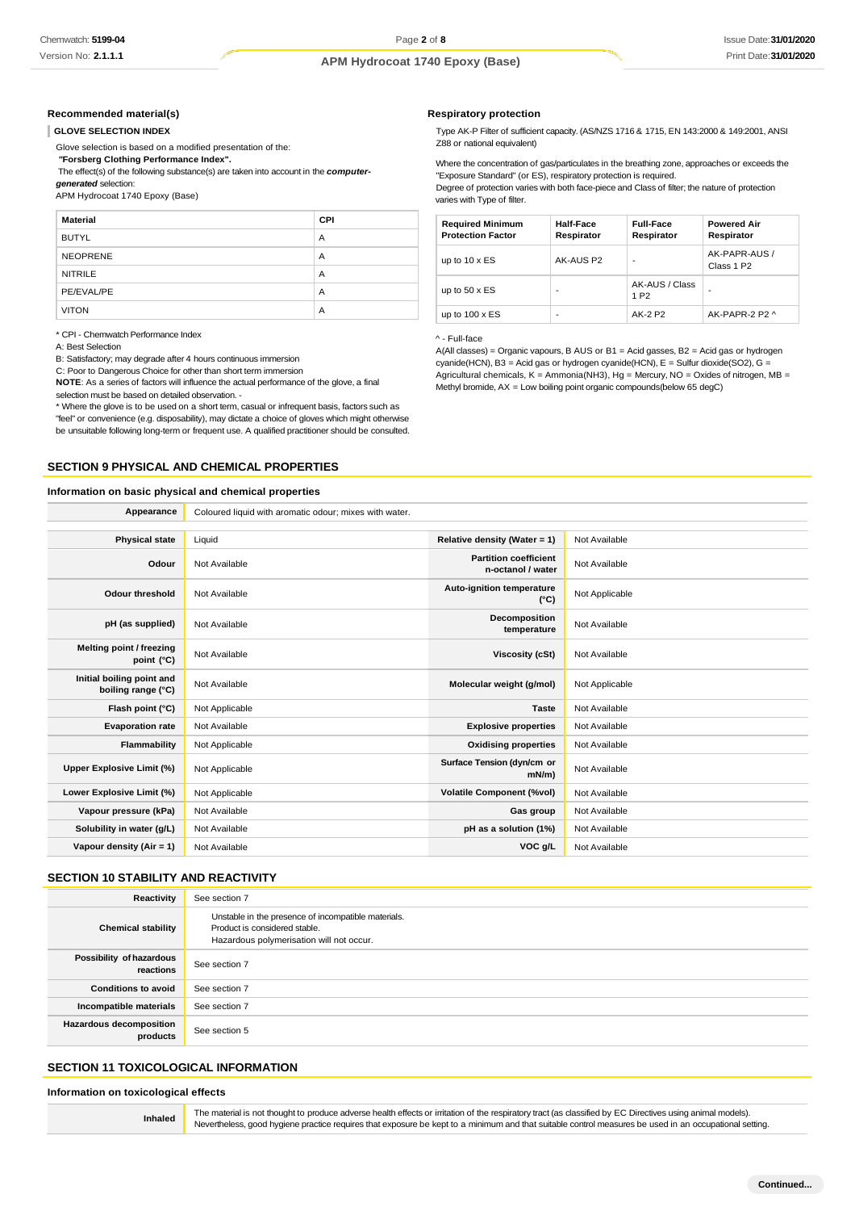### Recommended material(s)

**GLOVE SELECTION INDEX**

Glove selection is based on a modified presentation of the:

***"Forsberg Clothing Performance Index".***

The effect(s) of the following substance(s) are taken into account in the ***computer-generated*** selection:

APM Hydrocoat 1740 Epoxy (Base)

| Material | CPI |
|---|---|
| BUTYL | A |
| NEOPRENE | A |
| NITRILE | A |
| PE/EVAL/PE | A |
| VITON | A |

* CPI - Chemwatch Performance Index

A: Best Selection

B: Satisfactory; may degrade after 4 hours continuous immersion

C: Poor to Dangerous Choice for other than short term immersion

**NOTE**: As a series of factors will influence the actual performance of the glove, a final selection must be based on detailed observation. -

* Where the glove is to be used on a short term, casual or infrequent basis, factors such as "feel" or convenience (e.g. disposability), may dictate a choice of gloves which might otherwise be unsuitable following long-term or frequent use. A qualified practitioner should be consulted.

### Respiratory protection

Type AK-P Filter of sufficient capacity. (AS/NZS 1716 & 1715, EN 143:2000 & 149:2001, ANSI Z88 or national equivalent)

Where the concentration of gas/particulates in the breathing zone, approaches or exceeds the "Exposure Standard" (or ES), respiratory protection is required.

Degree of protection varies with both face-piece and Class of filter; the nature of protection varies with Type of filter.

| Required Minimum Protection Factor | Half-Face Respirator | Full-Face Respirator | Powered Air Respirator |
|---|---|---|---|
| up to 10 x ES | AK-AUS P2 | - | AK-PAPR-AUS / Class 1 P2 |
| up to 50 x ES | - | AK-AUS / Class 1 P2 | - |
| up to 100 x ES | - | AK-2 P2 | AK-PAPR-2 P2 ^ |

^ - Full-face

A(All classes) = Organic vapours, B AUS or B1 = Acid gasses, B2 = Acid gas or hydrogen cyanide(HCN), B3 = Acid gas or hydrogen cyanide(HCN), E = Sulfur dioxide(SO2), G = Agricultural chemicals, K = Ammonia(NH3), Hg = Mercury, NO = Oxides of nitrogen, MB = Methyl bromide, AX = Low boiling point organic compounds(below 65 degC)

## SECTION 9 PHYSICAL AND CHEMICAL PROPERTIES

### Information on basic physical and chemical properties

| Appearance | Coloured liquid with aromatic odour; mixes with water. | | |
|---|---|---|---|
| Physical state | Liquid | Relative density (Water = 1) | Not Available |
| Odour | Not Available | Partition coefficient n-octanol / water | Not Available |
| Odour threshold | Not Available | Auto-ignition temperature (°C) | Not Applicable |
| pH (as supplied) | Not Available | Decomposition temperature | Not Available |
| Melting point / freezing point (°C) | Not Available | Viscosity (cSt) | Not Available |
| Initial boiling point and boiling range (°C) | Not Available | Molecular weight (g/mol) | Not Applicable |
| Flash point (°C) | Not Applicable | Taste | Not Available |
| Evaporation rate | Not Available | Explosive properties | Not Available |
| Flammability | Not Applicable | Oxidising properties | Not Available |
| Upper Explosive Limit (%) | Not Applicable | Surface Tension (dyn/cm or mN/m) | Not Available |
| Lower Explosive Limit (%) | Not Applicable | Volatile Component (%vol) | Not Available |
| Vapour pressure (kPa) | Not Available | Gas group | Not Available |
| Solubility in water (g/L) | Not Available | pH as a solution (1%) | Not Available |
| Vapour density (Air = 1) | Not Available | VOC g/L | Not Available |

## SECTION 10 STABILITY AND REACTIVITY

| Reactivity | See section 7 |
|---|---|
| Chemical stability | Unstable in the presence of incompatible materials. Product is considered stable. Hazardous polymerisation will not occur. |
| Possibility of hazardous reactions | See section 7 |
| Conditions to avoid | See section 7 |
| Incompatible materials | See section 7 |
| Hazardous decomposition products | See section 5 |

## SECTION 11 TOXICOLOGICAL INFORMATION

### Information on toxicological effects

| Inhaled | The material is not thought to produce adverse health effects or irritation of the respiratory tract (as classified by EC Directives using animal models). Nevertheless, good hygiene practice requires that exposure be kept to a minimum and that suitable control measures be used in an occupational setting. |
|---|---|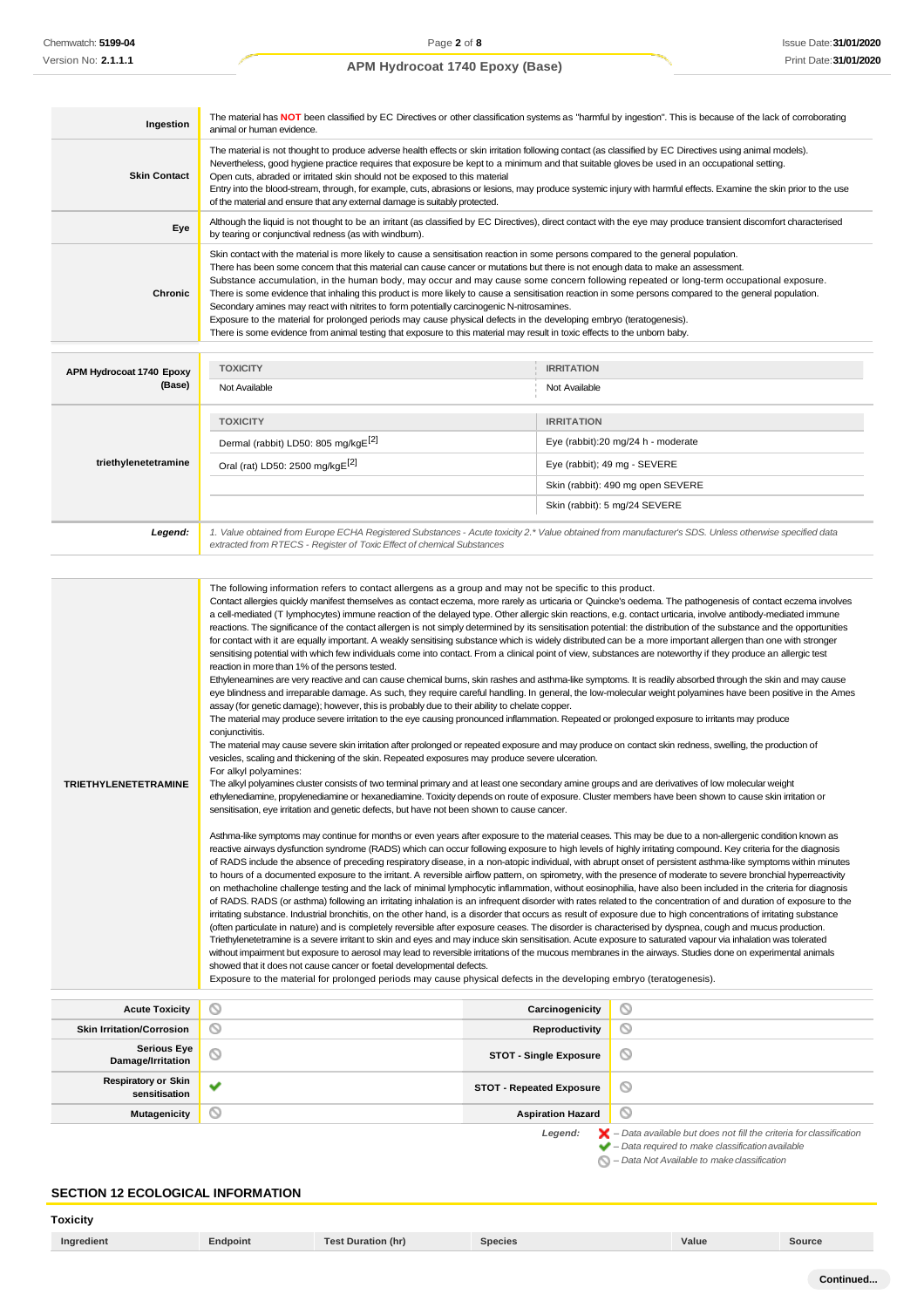| | |
|---|---|
| **Ingestion** | The material has **NOT** been classified by EC Directives or other classification systems as "harmful by ingestion". This is because of the lack of corroborating animal or human evidence. |
| **Skin Contact** | The material is not thought to produce adverse health effects or skin irritation following contact (as classified by EC Directives using animal models). Nevertheless, good hygiene practice requires that exposure be kept to a minimum and that suitable gloves be used in an occupational setting.<br>Open cuts, abraded or irritated skin should not be exposed to this material<br>Entry into the blood-stream, through, for example, cuts, abrasions or lesions, may produce systemic injury with harmful effects. Examine the skin prior to the use of the material and ensure that any external damage is suitably protected. |
| **Eye** | Although the liquid is not thought to be an irritant (as classified by EC Directives), direct contact with the eye may produce transient discomfort characterised by tearing or conjunctival redness (as with windburn). |
| **Chronic** | Skin contact with the material is more likely to cause a sensitisation reaction in some persons compared to the general population.<br>There has been some concern that this material can cause cancer or mutations but there is not enough data to make an assessment.<br>Substance accumulation, in the human body, may occur and may cause some concern following repeated or long-term occupational exposure.<br>There is some evidence that inhaling this product is more likely to cause a sensitisation reaction in some persons compared to the general population.<br>Secondary amines may react with nitrites to form potentially carcinogenic N-nitrosamines.<br>Exposure to the material for prolonged periods may cause physical defects in the developing embryo (teratogenesis).<br>There is some evidence from animal testing that exposure to this material may result in toxic effects to the unborn baby. |

| | TOXICITY | IRRITATION |
|---|---|---|
| **APM Hydrocoat 1740 Epoxy (Base)** | Not Available | Not Available |
| **triethylenetetramine** | Dermal (rabbit) LD50: 805 mg/kgE[2] | Eye (rabbit):20 mg/24 h - moderate |
| | Oral (rat) LD50: 2500 mg/kgE[2] | Eye (rabbit); 49 mg - SEVERE |
| | | Skin (rabbit): 490 mg open SEVERE |
| | | Skin (rabbit): 5 mg/24 SEVERE |
| ***Legend:*** | *1. Value obtained from Europe ECHA Registered Substances - Acute toxicity 2.\* Value obtained from manufacturer's SDS. Unless otherwise specified data extracted from RTECS - Register of Toxic Effect of chemical Substances* | |

| | |
|---|---|
| **TRIETHYLENETETRAMINE** | The following information refers to contact allergens as a group and may not be specific to this product.<br>Contact allergies quickly manifest themselves as contact eczema, more rarely as urticaria or Quincke's oedema. The pathogenesis of contact eczema involves a cell-mediated (T lymphocytes) immune reaction of the delayed type. Other allergic skin reactions, e.g. contact urticaria, involve antibody-mediated immune reactions. The significance of the contact allergen is not simply determined by its sensitisation potential: the distribution of the substance and the opportunities for contact with it are equally important. A weakly sensitising substance which is widely distributed can be a more important allergen than one with stronger sensitising potential with which few individuals come into contact. From a clinical point of view, substances are noteworthy if they produce an allergic test reaction in more than 1% of the persons tested.<br>Ethyleneamines are very reactive and can cause chemical burns, skin rashes and asthma-like symptoms. It is readily absorbed through the skin and may cause eye blindness and irreparable damage. As such, they require careful handling. In general, the low-molecular weight polyamines have been positive in the Ames assay (for genetic damage); however, this is probably due to their ability to chelate copper.<br>The material may produce severe irritation to the eye causing pronounced inflammation. Repeated or prolonged exposure to irritants may produce conjunctivitis.<br>The material may cause severe skin irritation after prolonged or repeated exposure and may produce on contact skin redness, swelling, the production of vesicles, scaling and thickening of the skin. Repeated exposures may produce severe ulceration.<br>For alkyl polyamines:<br>The alkyl polyamines cluster consists of two terminal primary and at least one secondary amine groups and are derivatives of low molecular weight ethylenediamine, propylenediamine or hexanediamine. Toxicity depends on route of exposure. Cluster members have been shown to cause skin irritation or sensitisation, eye irritation and genetic defects, but have not been shown to cause cancer.<br><br>Asthma-like symptoms may continue for months or even years after exposure to the material ceases. This may be due to a non-allergenic condition known as reactive airways dysfunction syndrome (RADS) which can occur following exposure to high levels of highly irritating compound. Key criteria for the diagnosis of RADS include the absence of preceding respiratory disease, in a non-atopic individual, with abrupt onset of persistent asthma-like symptoms within minutes to hours of a documented exposure to the irritant. A reversible airflow pattern, on spirometry, with the presence of moderate to severe bronchial hyperreactivity on methacholine challenge testing and the lack of minimal lymphocytic inflammation, without eosinophilia, have also been included in the criteria for diagnosis of RADS. RADS (or asthma) following an irritating inhalation is an infrequent disorder with rates related to the concentration of and duration of exposure to the irritating substance. Industrial bronchitis, on the other hand, is a disorder that occurs as result of exposure due to high concentrations of irritating substance (often particulate in nature) and is completely reversible after exposure ceases. The disorder is characterised by dyspnea, cough and mucus production.<br>Triethylenetetramine is a severe irritant to skin and eyes and may induce skin sensitisation. Acute exposure to saturated vapour via inhalation was tolerated without impairment but exposure to aerosol may lead to reversible irritations of the mucous membranes in the airways. Studies done on experimental animals showed that it does not cause cancer or foetal developmental defects.<br>Exposure to the material for prolonged periods may cause physical defects in the developing embryo (teratogenesis). |

| | | | |
|---|---|---|---|
| **Acute Toxicity** | ⊘ | **Carcinogenicity** | ⊘ |
| **Skin Irritation/Corrosion** | ⊘ | **Reproductivity** | ⊘ |
| **Serious Eye Damage/Irritation** | ⊘ | **STOT - Single Exposure** | ⊘ |
| **Respiratory or Skin sensitisation** | ✔ | **STOT - Repeated Exposure** | ⊘ |
| **Mutagenicity** | ⊘ | **Aspiration Hazard** | ⊘ |

***Legend:*** ✘ *– Data available but does not fill the criteria for classification*
✔ *– Data required to make classification available*
⊘ *– Data Not Available to make classification*

## SECTION 12 ECOLOGICAL INFORMATION

### Toxicity

| Ingredient | Endpoint | Test Duration (hr) | Species | Value | Source |
|---|---|---|---|---|---|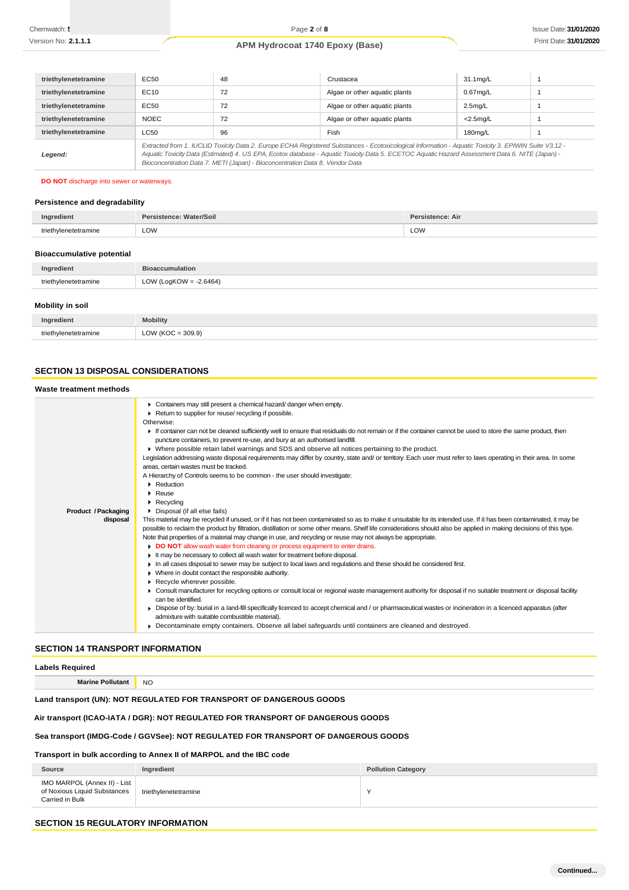| triethylenetetramine | EC50 | 48 | Crustacea | 31.1mg/L | 1 |
|---|---|---|---|---|---|
| triethylenetetramine | EC10 | 72 | Algae or other aquatic plants | 0.67mg/L | 1 |
| triethylenetetramine | EC50 | 72 | Algae or other aquatic plants | 2.5mg/L | 1 |
| triethylenetetramine | NOEC | 72 | Algae or other aquatic plants | <2.5mg/L | 1 |
| triethylenetetramine | LC50 | 96 | Fish | 180mg/L | 1 |
| ***Legend:*** | *Extracted from 1. IUCLID Toxicity Data 2. Europe ECHA Registered Substances - Ecotoxicological Information - Aquatic Toxicity 3. EPIWIN Suite V3.12 - Aquatic Toxicity Data (Estimated) 4. US EPA, Ecotox database - Aquatic Toxicity Data 5. ECETOC Aquatic Hazard Assessment Data 6. NITE (Japan) - Bioconcentration Data 7. METI (Japan) - Bioconcentration Data 8. Vendor Data* | | | | |

**DO NOT** discharge into sewer or waterways.

### Persistence and degradability

| Ingredient | Persistence: Water/Soil | Persistence: Air |
|---|---|---|
| triethylenetetramine | LOW | LOW |

### Bioaccumulative potential

| Ingredient | Bioaccumulation |
|---|---|
| triethylenetetramine | LOW (LogKOW = -2.6464) |

### Mobility in soil

| Ingredient | Mobility |
|---|---|
| triethylenetetramine | LOW (KOC = 309.9) |

## SECTION 13 DISPOSAL CONSIDERATIONS

### Waste treatment methods

**Product / Packaging disposal**

- Containers may still present a chemical hazard/ danger when empty.
- Return to supplier for reuse/ recycling if possible.

Otherwise:

- If container can not be cleaned sufficiently well to ensure that residuals do not remain or if the container cannot be used to store the same product, then puncture containers, to prevent re-use, and bury at an authorised landfill.
- Where possible retain label warnings and SDS and observe all notices pertaining to the product.

Legislation addressing waste disposal requirements may differ by country, state and/ or territory. Each user must refer to laws operating in their area. In some areas, certain wastes must be tracked.

A Hierarchy of Controls seems to be common - the user should investigate:

- Reduction
- Reuse
- Recycling
- Disposal (if all else fails)

This material may be recycled if unused, or if it has not been contaminated so as to make it unsuitable for its intended use. If it has been contaminated, it may be possible to reclaim the product by filtration, distillation or some other means. Shelf life considerations should also be applied in making decisions of this type. Note that properties of a material may change in use, and recycling or reuse may not always be appropriate.

- **DO NOT** allow wash water from cleaning or process equipment to enter drains.
- It may be necessary to collect all wash water for treatment before disposal.
- In all cases disposal to sewer may be subject to local laws and regulations and these should be considered first.
- Where in doubt contact the responsible authority.
- Recycle wherever possible.
- Consult manufacturer for recycling options or consult local or regional waste management authority for disposal if no suitable treatment or disposal facility can be identified.
- Dispose of by: burial in a land-fill specifically licenced to accept chemical and / or pharmaceutical wastes or incineration in a licenced apparatus (after admixture with suitable combustible material).
- Decontaminate empty containers. Observe all label safeguards until containers are cleaned and destroyed.

## SECTION 14 TRANSPORT INFORMATION

### Labels Required

| Marine Pollutant | NO |
|---|---|

**Land transport (UN): NOT REGULATED FOR TRANSPORT OF DANGEROUS GOODS**

**Air transport (ICAO-IATA / DGR): NOT REGULATED FOR TRANSPORT OF DANGEROUS GOODS**

**Sea transport (IMDG-Code / GGVSee): NOT REGULATED FOR TRANSPORT OF DANGEROUS GOODS**

### Transport in bulk according to Annex II of MARPOL and the IBC code

| Source | Ingredient | Pollution Category |
|---|---|---|
| IMO MARPOL (Annex II) - List of Noxious Liquid Substances Carried in Bulk | triethylenetetramine | Y |

## SECTION 15 REGULATORY INFORMATION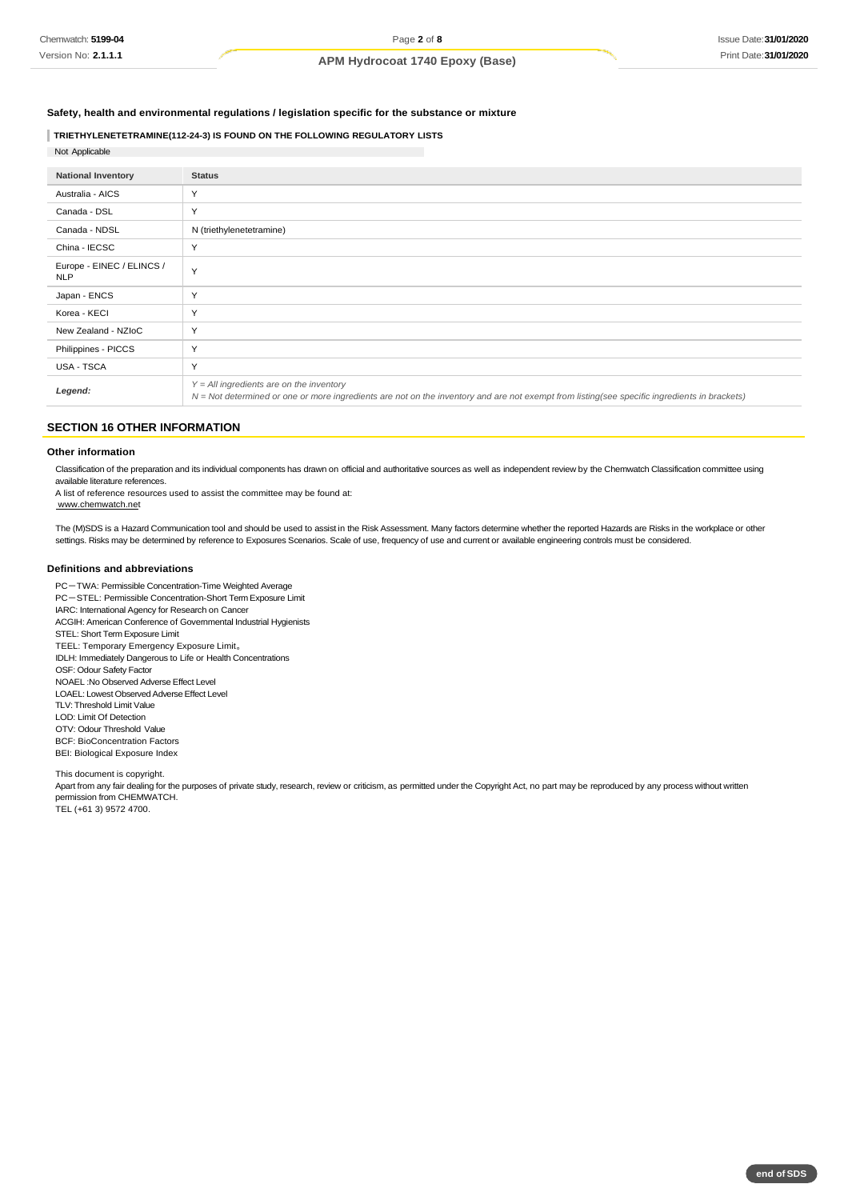### Safety, health and environmental regulations / legislation specific for the substance or mixture

#### TRIETHYLENETETRAMINE(112-24-3) IS FOUND ON THE FOLLOWING REGULATORY LISTS

Not Applicable

| National Inventory | Status |
|---|---|
| Australia - AICS | Y |
| Canada - DSL | Y |
| Canada - NDSL | N (triethylenetetramine) |
| China - IECSC | Y |
| Europe - EINEC / ELINCS / NLP | Y |
| Japan - ENCS | Y |
| Korea - KECI | Y |
| New Zealand - NZIoC | Y |
| Philippines - PICCS | Y |
| USA - TSCA | Y |
| *Legend:* | *Y = All ingredients are on the inventory*<br>*N = Not determined or one or more ingredients are not on the inventory and are not exempt from listing(see specific ingredients in brackets)* |

## SECTION 16 OTHER INFORMATION

### Other information

Classification of the preparation and its individual components has drawn on official and authoritative sources as well as independent review by the Chemwatch Classification committee using available literature references.
A list of reference resources used to assist the committee may be found at:
www.chemwatch.net

The (M)SDS is a Hazard Communication tool and should be used to assist in the Risk Assessment. Many factors determine whether the reported Hazards are Risks in the workplace or other settings. Risks may be determined by reference to Exposures Scenarios. Scale of use, frequency of use and current or available engineering controls must be considered.

### Definitions and abbreviations

PC－TWA: Permissible Concentration-Time Weighted Average
PC－STEL: Permissible Concentration-Short Term Exposure Limit
IARC: International Agency for Research on Cancer
ACGIH: American Conference of Governmental Industrial Hygienists
STEL: Short Term Exposure Limit
TEEL: Temporary Emergency Exposure Limit。
IDLH: Immediately Dangerous to Life or Health Concentrations
OSF: Odour Safety Factor
NOAEL :No Observed Adverse Effect Level
LOAEL: Lowest Observed Adverse Effect Level
TLV: Threshold Limit Value
LOD: Limit Of Detection
OTV: Odour Threshold Value
BCF: BioConcentration Factors
BEI: Biological Exposure Index

This document is copyright.
Apart from any fair dealing for the purposes of private study, research, review or criticism, as permitted under the Copyright Act, no part may be reproduced by any process without written permission from CHEMWATCH.
TEL (+61 3) 9572 4700.

end of SDS